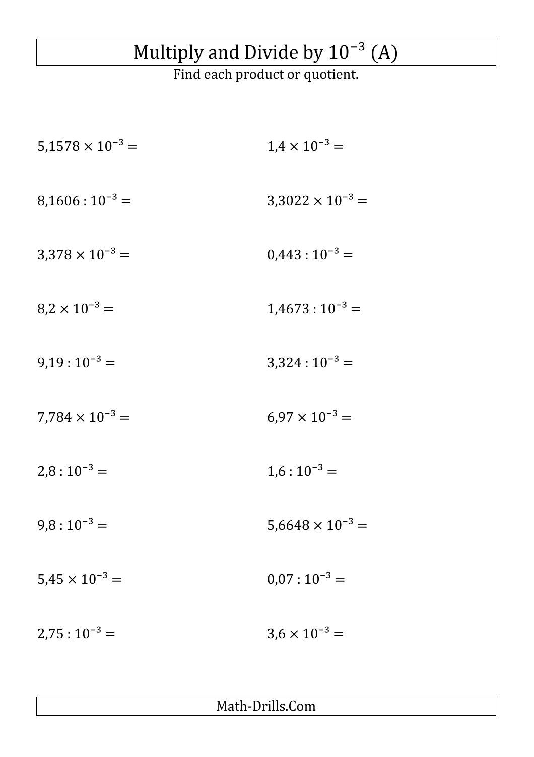# Multiply and Divide by $10^{-3}$ (A)

Find each product or quotient.

$5{,}1578 \times 10^{-3} =$

$1{,}4 \times 10^{-3} =$

$8{,}1606 : 10^{-3} =$

$3{,}3022 \times 10^{-3} =$

$3{,}378 \times 10^{-3} =$

$0{,}443 : 10^{-3} =$

$8{,}2 \times 10^{-3} =$

$1{,}4673 : 10^{-3} =$

$9{,}19 : 10^{-3} =$

$3{,}324 : 10^{-3} =$

$7{,}784 \times 10^{-3} =$

$6{,}97 \times 10^{-3} =$

$2{,}8 : 10^{-3} =$

$1{,}6 : 10^{-3} =$

$9{,}8 : 10^{-3} =$

$5{,}6648 \times 10^{-3} =$

$5{,}45 \times 10^{-3} =$

$0{,}07 : 10^{-3} =$

$2{,}75 : 10^{-3} =$

$3{,}6 \times 10^{-3} =$

Math-Drills.Com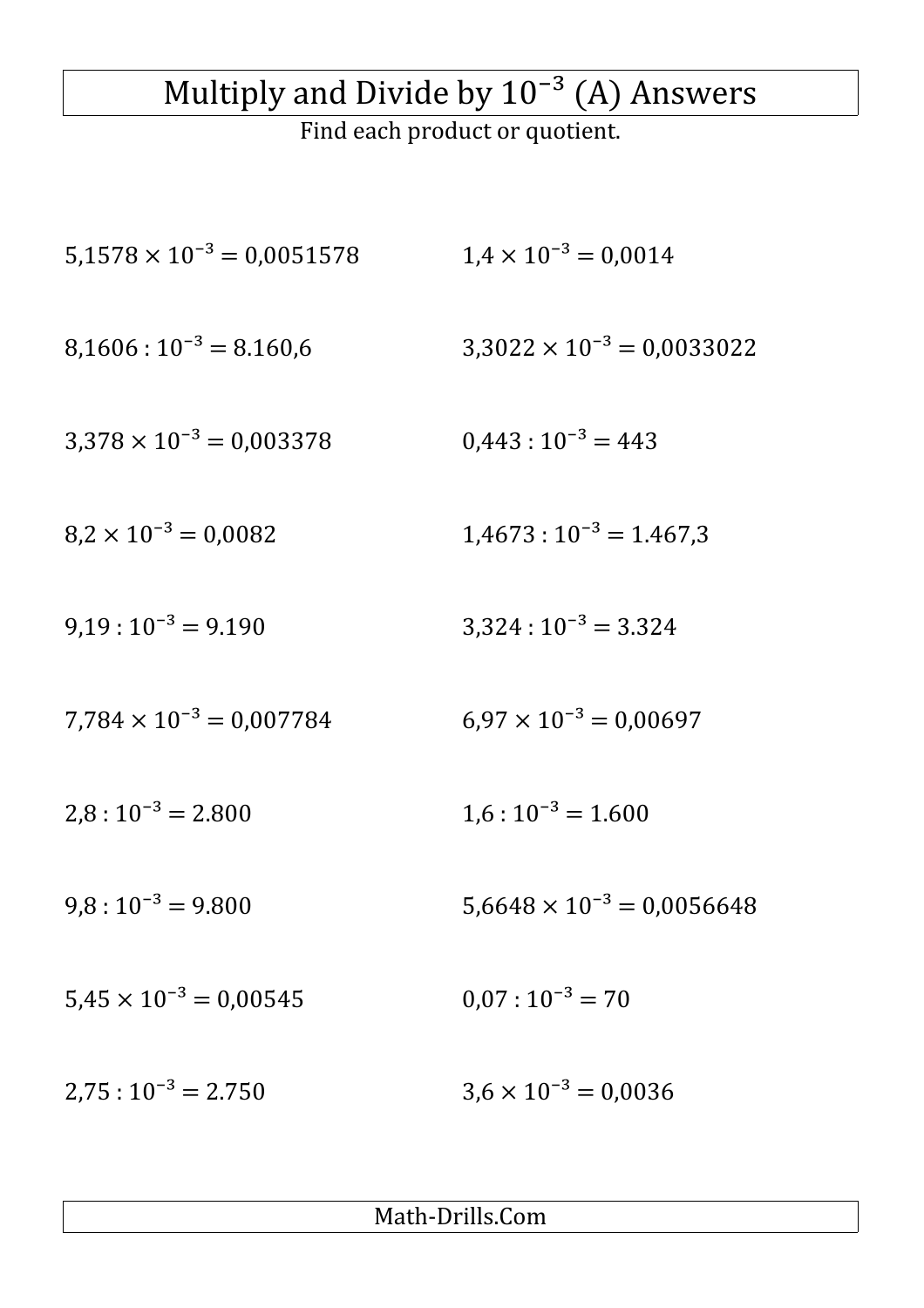# Multiply and Divide by $10^{-3}$ (A) Answers

Find each product or quotient.

$5{,}1578 \times 10^{-3} = 0{,}0051578$

$1{,}4 \times 10^{-3} = 0{,}0014$

$8{,}1606 : 10^{-3} = 8.160{,}6$

$3{,}3022 \times 10^{-3} = 0{,}0033022$

$3{,}378 \times 10^{-3} = 0{,}003378$

$0{,}443 : 10^{-3} = 443$

$8{,}2 \times 10^{-3} = 0{,}0082$

$1{,}4673 : 10^{-3} = 1.467{,}3$

$9{,}19 : 10^{-3} = 9.190$

$3{,}324 : 10^{-3} = 3.324$

$7{,}784 \times 10^{-3} = 0{,}007784$

$6{,}97 \times 10^{-3} = 0{,}00697$

$2{,}8 : 10^{-3} = 2.800$

$1{,}6 : 10^{-3} = 1.600$

$9{,}8 : 10^{-3} = 9.800$

$5{,}6648 \times 10^{-3} = 0{,}0056648$

$5{,}45 \times 10^{-3} = 0{,}00545$

$0{,}07 : 10^{-3} = 70$

$2{,}75 : 10^{-3} = 2.750$

$3{,}6 \times 10^{-3} = 0{,}0036$

Math-Drills.Com